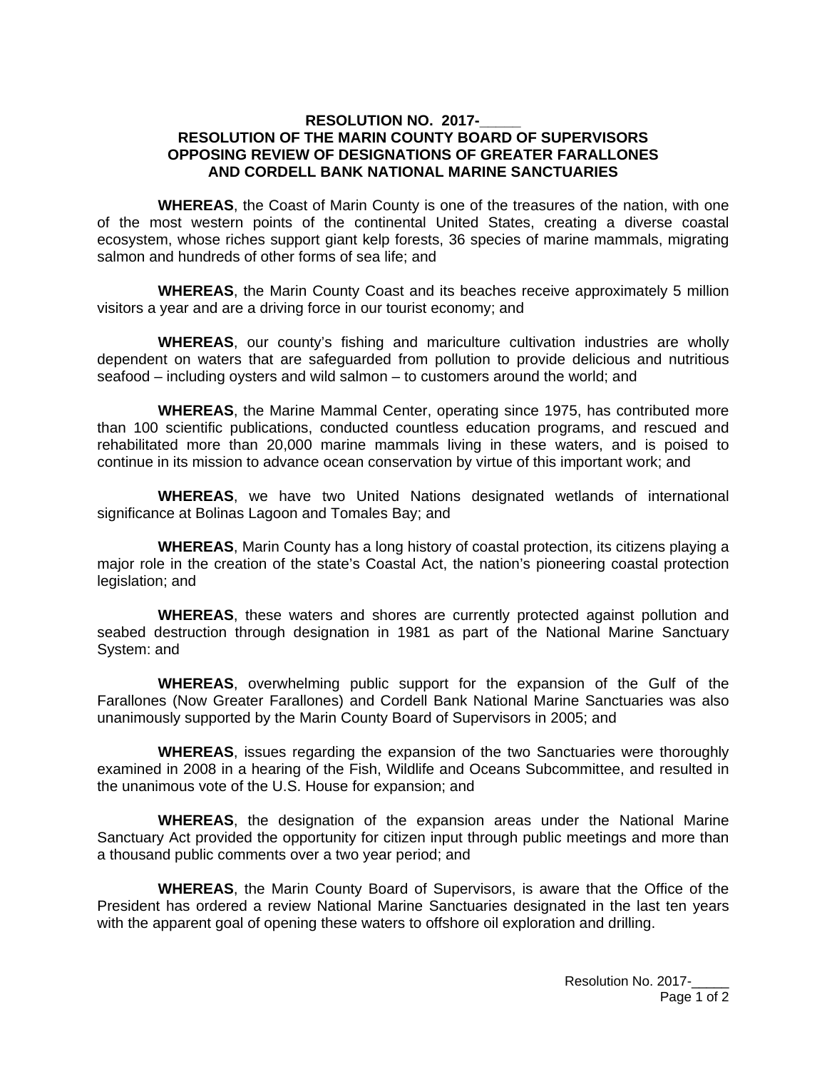**RESOLUTION NO. 2017-_____**
**RESOLUTION OF THE MARIN COUNTY BOARD OF SUPERVISORS OPPOSING REVIEW OF DESIGNATIONS OF GREATER FARALLONES AND CORDELL BANK NATIONAL MARINE SANCTUARIES**

**WHEREAS**, the Coast of Marin County is one of the treasures of the nation, with one of the most western points of the continental United States, creating a diverse coastal ecosystem, whose riches support giant kelp forests, 36 species of marine mammals, migrating salmon and hundreds of other forms of sea life; and

**WHEREAS**, the Marin County Coast and its beaches receive approximately 5 million visitors a year and are a driving force in our tourist economy; and

**WHEREAS**, our county's fishing and mariculture cultivation industries are wholly dependent on waters that are safeguarded from pollution to provide delicious and nutritious seafood – including oysters and wild salmon – to customers around the world; and

**WHEREAS**, the Marine Mammal Center, operating since 1975, has contributed more than 100 scientific publications, conducted countless education programs, and rescued and rehabilitated more than 20,000 marine mammals living in these waters, and is poised to continue in its mission to advance ocean conservation by virtue of this important work; and

**WHEREAS**, we have two United Nations designated wetlands of international significance at Bolinas Lagoon and Tomales Bay; and

**WHEREAS**, Marin County has a long history of coastal protection, its citizens playing a major role in the creation of the state's Coastal Act, the nation's pioneering coastal protection legislation; and

**WHEREAS**, these waters and shores are currently protected against pollution and seabed destruction through designation in 1981 as part of the National Marine Sanctuary System: and

**WHEREAS**, overwhelming public support for the expansion of the Gulf of the Farallones (Now Greater Farallones) and Cordell Bank National Marine Sanctuaries was also unanimously supported by the Marin County Board of Supervisors in 2005; and

**WHEREAS**, issues regarding the expansion of the two Sanctuaries were thoroughly examined in 2008 in a hearing of the Fish, Wildlife and Oceans Subcommittee, and resulted in the unanimous vote of the U.S. House for expansion; and

**WHEREAS**, the designation of the expansion areas under the National Marine Sanctuary Act provided the opportunity for citizen input through public meetings and more than a thousand public comments over a two year period; and

**WHEREAS**, the Marin County Board of Supervisors, is aware that the Office of the President has ordered a review National Marine Sanctuaries designated in the last ten years with the apparent goal of opening these waters to offshore oil exploration and drilling.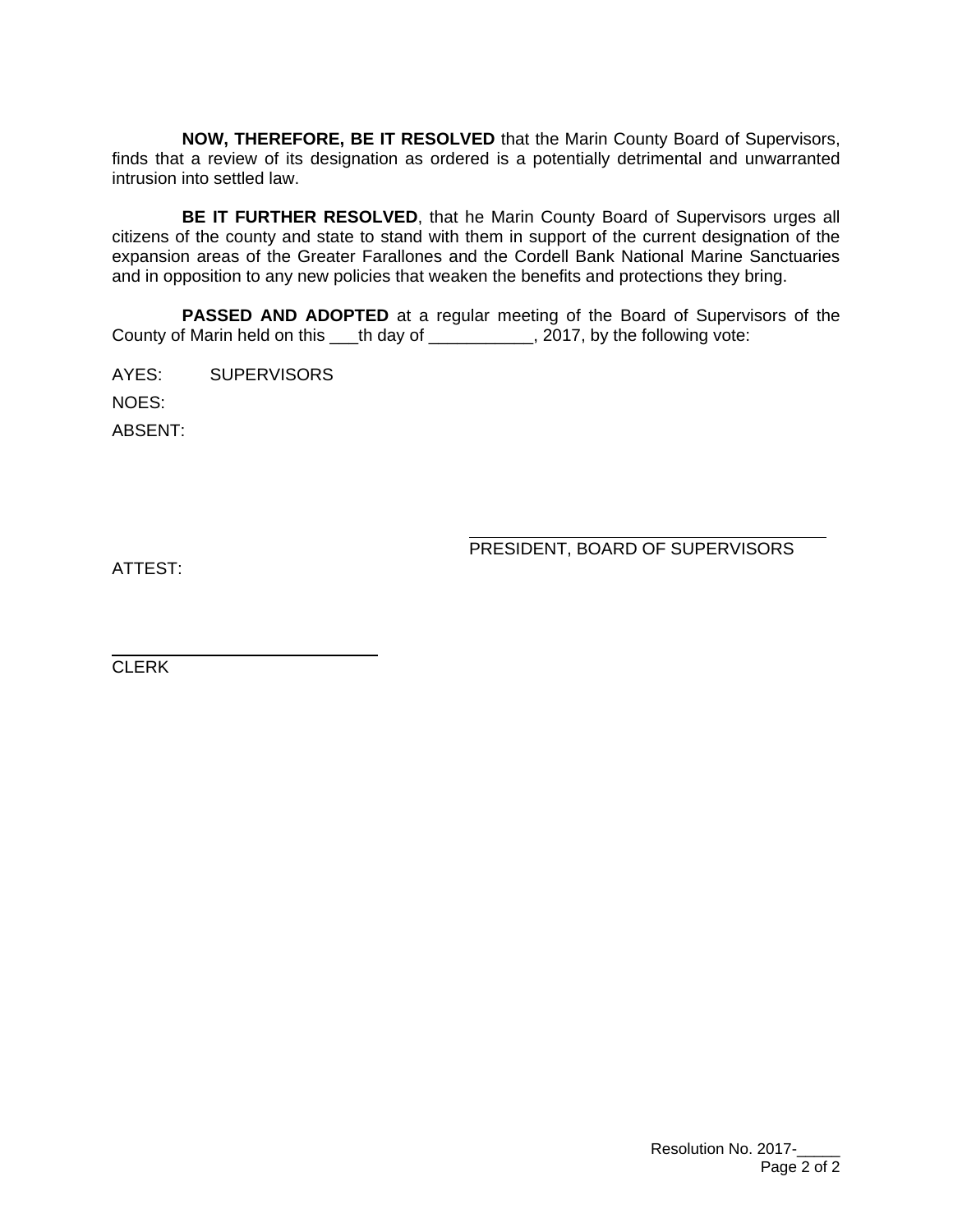**NOW, THEREFORE, BE IT RESOLVED** that the Marin County Board of Supervisors, finds that a review of its designation as ordered is a potentially detrimental and unwarranted intrusion into settled law.

**BE IT FURTHER RESOLVED**, that he Marin County Board of Supervisors urges all citizens of the county and state to stand with them in support of the current designation of the expansion areas of the Greater Farallones and the Cordell Bank National Marine Sanctuaries and in opposition to any new policies that weaken the benefits and protections they bring.

**PASSED AND ADOPTED** at a regular meeting of the Board of Supervisors of the County of Marin held on this ___th day of ___________, 2017, by the following vote:

AYES: SUPERVISORS

NOES:

ABSENT:

______________________________________
PRESIDENT, BOARD OF SUPERVISORS

ATTEST:

____________________________
CLERK

Resolution No. 2017-_____